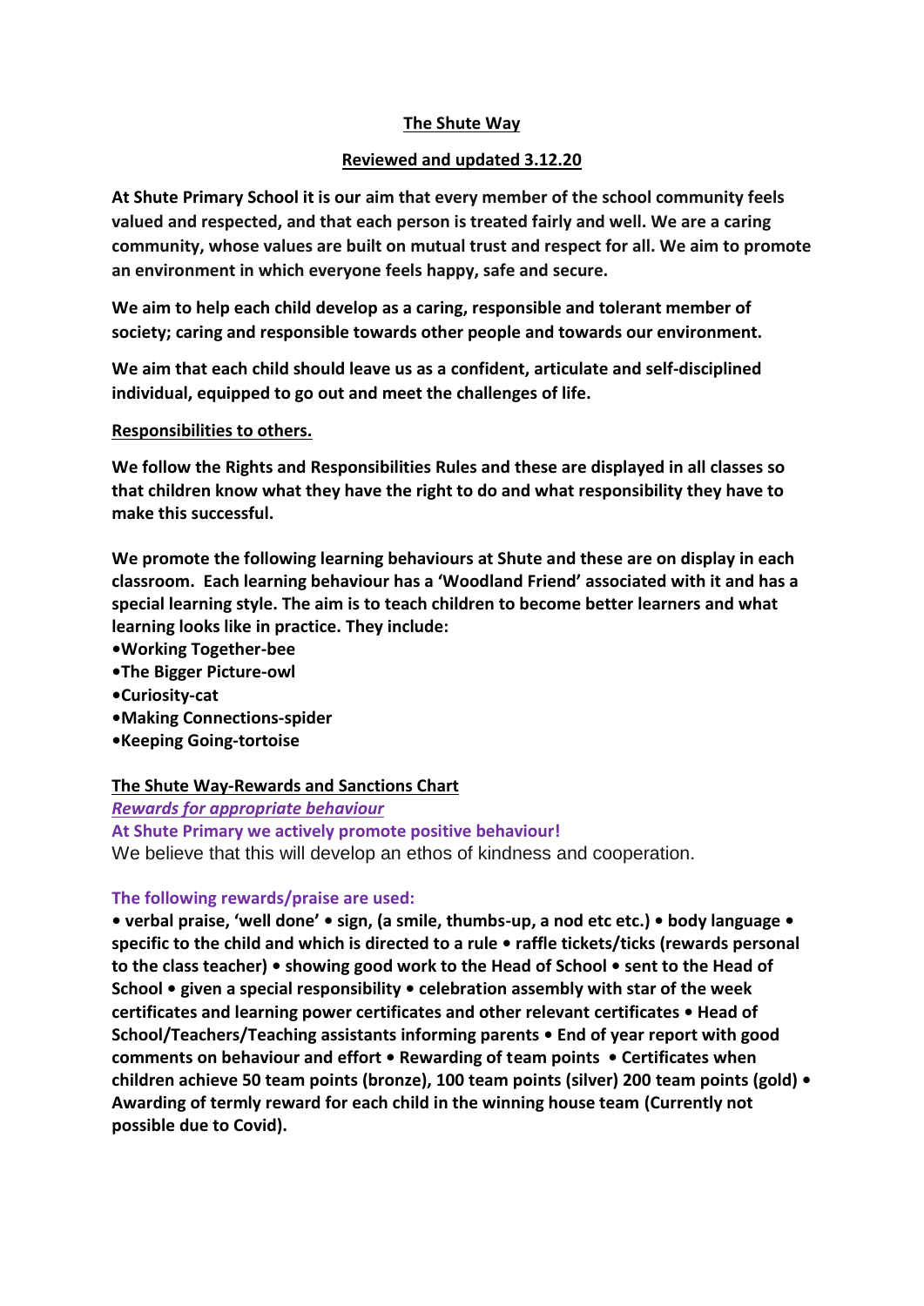# The Shute Way

## Reviewed and updated 3.12.20

**At Shute Primary School it is our aim that every member of the school community feels valued and respected, and that each person is treated fairly and well. We are a caring community, whose values are built on mutual trust and respect for all. We aim to promote an environment in which everyone feels happy, safe and secure.**

**We aim to help each child develop as a caring, responsible and tolerant member of society; caring and responsible towards other people and towards our environment.**

**We aim that each child should leave us as a confident, articulate and self-disciplined individual, equipped to go out and meet the challenges of life.**

## Responsibilities to others.

**We follow the Rights and Responsibilities Rules and these are displayed in all classes so that children know what they have the right to do and what responsibility they have to make this successful.**

**We promote the following learning behaviours at Shute and these are on display in each classroom. Each learning behaviour has a 'Woodland Friend' associated with it and has a special learning style. The aim is to teach children to become better learners and what learning looks like in practice. They include:**

- **Working Together-bee**
- **The Bigger Picture-owl**
- **Curiosity-cat**
- **Making Connections-spider**
- **Keeping Going-tortoise**

## The Shute Way-Rewards and Sanctions Chart

***Rewards for appropriate behaviour***

**At Shute Primary we actively promote positive behaviour!**

We believe that this will develop an ethos of kindness and cooperation.

**The following rewards/praise are used:**

**• verbal praise, 'well done' • sign, (a smile, thumbs-up, a nod etc etc.) • body language • specific to the child and which is directed to a rule • raffle tickets/ticks (rewards personal to the class teacher) • showing good work to the Head of School • sent to the Head of School • given a special responsibility • celebration assembly with star of the week certificates and learning power certificates and other relevant certificates • Head of School/Teachers/Teaching assistants informing parents • End of year report with good comments on behaviour and effort • Rewarding of team points • Certificates when children achieve 50 team points (bronze), 100 team points (silver) 200 team points (gold) • Awarding of termly reward for each child in the winning house team (Currently not possible due to Covid).**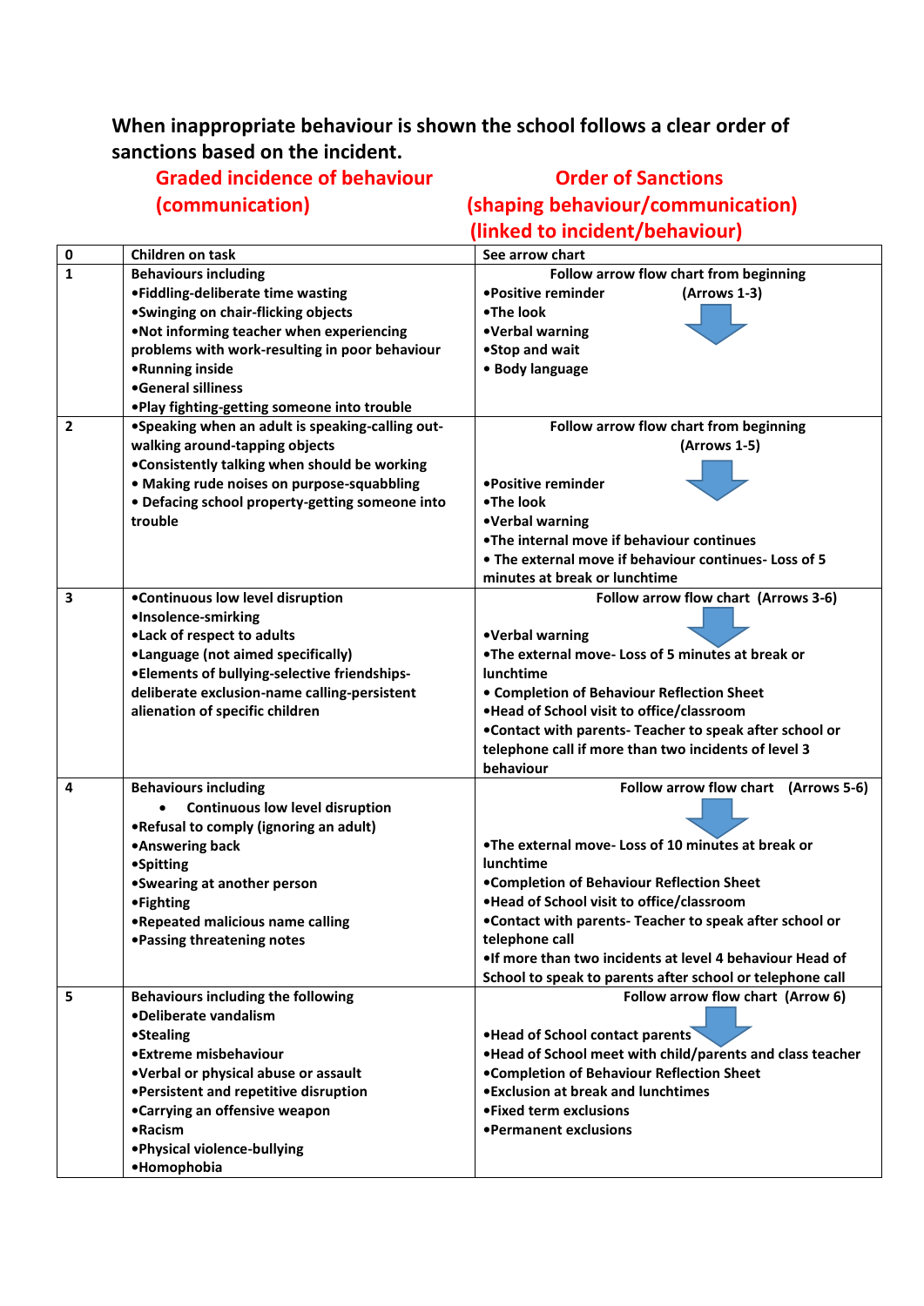**When inappropriate behaviour is shown the school follows a clear order of sanctions based on the incident.**

| | Graded incidence of behaviour (communication) | Order of Sanctions (shaping behaviour/communication) (linked to incident/behaviour) |
|---|---|---|
| **0** | **Children on task** | **See arrow chart** |
| **1** | **Behaviours including**<br>**•Fiddling-deliberate time wasting**<br>**•Swinging on chair-flicking objects**<br>**•Not informing teacher when experiencing problems with work-resulting in poor behaviour**<br>**•Running inside**<br>**•General silliness**<br>**•Play fighting-getting someone into trouble** | **Follow arrow flow chart from beginning (Arrows 1-3)**<br>**•Positive reminder**<br>**•The look**<br>**•Verbal warning**<br>**•Stop and wait**<br>**• Body language** |
| **2** | **•Speaking when an adult is speaking-calling out-walking around-tapping objects**<br>**•Consistently talking when should be working**<br>**• Making rude noises on purpose-squabbling**<br>**• Defacing school property-getting someone into trouble** | **Follow arrow flow chart from beginning (Arrows 1-5)**<br>**•Positive reminder**<br>**•The look**<br>**•Verbal warning**<br>**•The internal move if behaviour continues**<br>**• The external move if behaviour continues- Loss of 5 minutes at break or lunchtime** |
| **3** | **•Continuous low level disruption**<br>**•Insolence-smirking**<br>**•Lack of respect to adults**<br>**•Language (not aimed specifically)**<br>**•Elements of bullying-selective friendships-deliberate exclusion-name calling-persistent alienation of specific children** | **Follow arrow flow chart (Arrows 3-6)**<br>**•Verbal warning**<br>**•The external move- Loss of 5 minutes at break or lunchtime**<br>**• Completion of Behaviour Reflection Sheet**<br>**•Head of School visit to office/classroom**<br>**•Contact with parents- Teacher to speak after school or telephone call if more than two incidents of level 3 behaviour** |
| **4** | **Behaviours including**<br>**• Continuous low level disruption**<br>**•Refusal to comply (ignoring an adult)**<br>**•Answering back**<br>**•Spitting**<br>**•Swearing at another person**<br>**•Fighting**<br>**•Repeated malicious name calling**<br>**•Passing threatening notes** | **Follow arrow flow chart (Arrows 5-6)**<br>**•The external move- Loss of 10 minutes at break or lunchtime**<br>**•Completion of Behaviour Reflection Sheet**<br>**•Head of School visit to office/classroom**<br>**•Contact with parents- Teacher to speak after school or telephone call**<br>**•If more than two incidents at level 4 behaviour Head of School to speak to parents after school or telephone call** |
| **5** | **Behaviours including the following**<br>**•Deliberate vandalism**<br>**•Stealing**<br>**•Extreme misbehaviour**<br>**•Verbal or physical abuse or assault**<br>**•Persistent and repetitive disruption**<br>**•Carrying an offensive weapon**<br>**•Racism**<br>**•Physical violence-bullying**<br>**•Homophobia** | **Follow arrow flow chart (Arrow 6)**<br>**•Head of School contact parents**<br>**•Head of School meet with child/parents and class teacher**<br>**•Completion of Behaviour Reflection Sheet**<br>**•Exclusion at break and lunchtimes**<br>**•Fixed term exclusions**<br>**•Permanent exclusions** |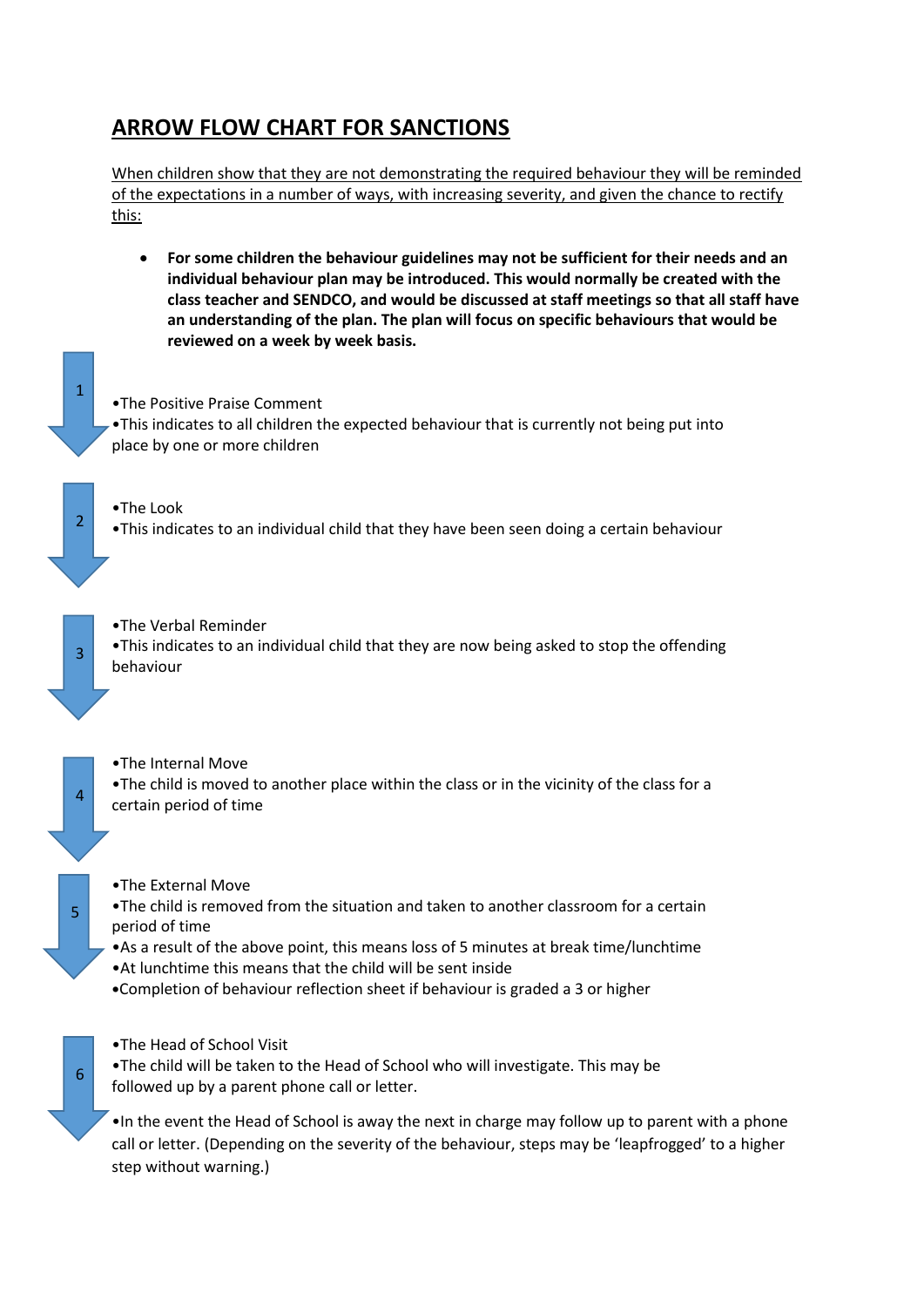## ARROW FLOW CHART FOR SANCTIONS

When children show that they are not demonstrating the required behaviour they will be reminded of the expectations in a number of ways, with increasing severity, and given the chance to rectify this:

- **For some children the behaviour guidelines may not be sufficient for their needs and an individual behaviour plan may be introduced. This would normally be created with the class teacher and SENDCO, and would be discussed at staff meetings so that all staff have an understanding of the plan. The plan will focus on specific behaviours that would be reviewed on a week by week basis.**

1

- The Positive Praise Comment
- This indicates to all children the expected behaviour that is currently not being put into place by one or more children

2

- The Look
- This indicates to an individual child that they have been seen doing a certain behaviour

3

- The Verbal Reminder
- This indicates to an individual child that they are now being asked to stop the offending behaviour

4

- The Internal Move
- The child is moved to another place within the class or in the vicinity of the class for a certain period of time

5

- The External Move
- The child is removed from the situation and taken to another classroom for a certain period of time
- As a result of the above point, this means loss of 5 minutes at break time/lunchtime
- At lunchtime this means that the child will be sent inside
- Completion of behaviour reflection sheet if behaviour is graded a 3 or higher

6

- The Head of School Visit
- The child will be taken to the Head of School who will investigate. This may be followed up by a parent phone call or letter.
- In the event the Head of School is away the next in charge may follow up to parent with a phone call or letter. (Depending on the severity of the behaviour, steps may be 'leapfrogged' to a higher step without warning.)